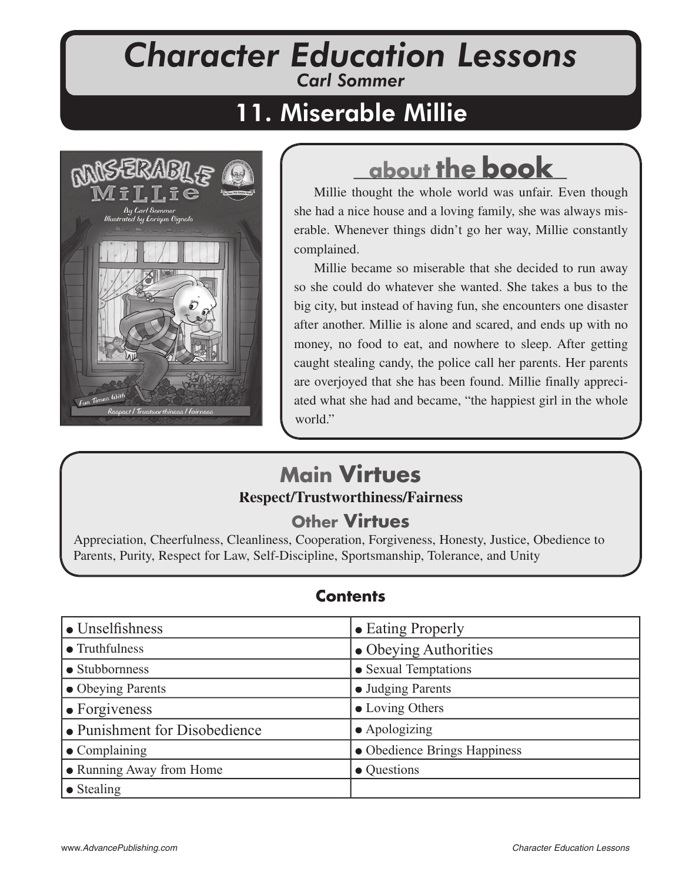# Character Education Lessons

*Carl Sommer*

## 11. Miserable Millie

### about the book

Millie thought the whole world was unfair. Even though she had a nice house and a loving family, she was always miserable. Whenever things didn't go her way, Millie constantly complained.

Millie became so miserable that she decided to run away so she could do whatever she wanted. She takes a bus to the big city, but instead of having fun, she encounters one disaster after another. Millie is alone and scared, and ends up with no money, no food to eat, and nowhere to sleep. After getting caught stealing candy, the police call her parents. Her parents are overjoyed that she has been found. Millie finally appreciated what she had and became, "the happiest girl in the whole world."

### Main Virtues

**Respect/Trustworthiness/Fairness**

### Other Virtues

Appreciation, Cheerfulness, Cleanliness, Cooperation, Forgiveness, Honesty, Justice, Obedience to Parents, Purity, Respect for Law, Self-Discipline, Sportsmanship, Tolerance, and Unity

### Contents

| | |
|---|---|
| • Unselfishness | • Eating Properly |
| • Truthfulness | • Obeying Authorities |
| • Stubbornness | • Sexual Temptations |
| • Obeying Parents | • Judging Parents |
| • Forgiveness | • Loving Others |
| • Punishment for Disobedience | • Apologizing |
| • Complaining | • Obedience Brings Happiness |
| • Running Away from Home | • Questions |
| • Stealing | |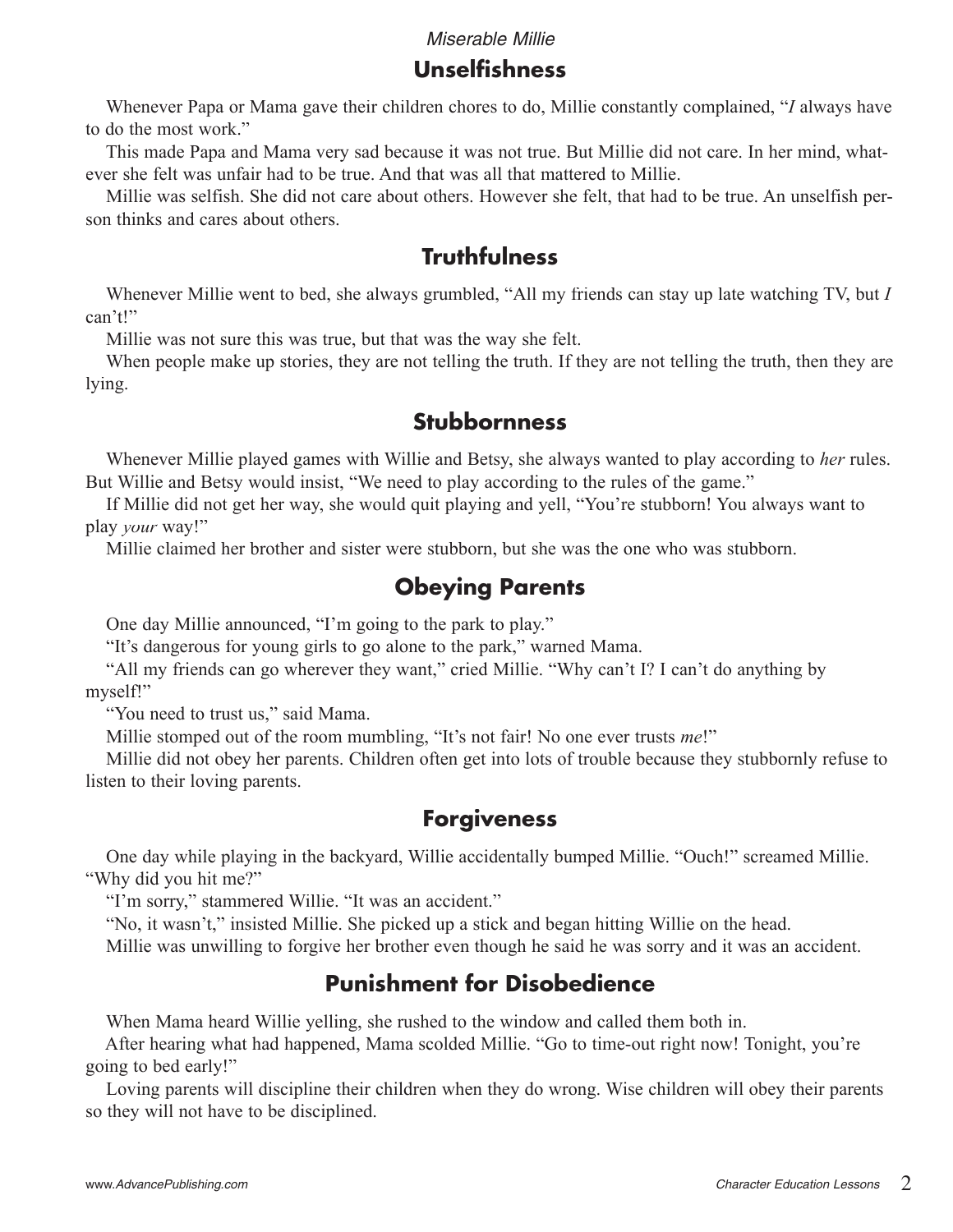*Miserable Millie*

## Unselfishness

Whenever Papa or Mama gave their children chores to do, Millie constantly complained, "*I* always have to do the most work."

This made Papa and Mama very sad because it was not true. But Millie did not care. In her mind, whatever she felt was unfair had to be true. And that was all that mattered to Millie.

Millie was selfish. She did not care about others. However she felt, that had to be true. An unselfish person thinks and cares about others.

## Truthfulness

Whenever Millie went to bed, she always grumbled, "All my friends can stay up late watching TV, but *I* can't!"

Millie was not sure this was true, but that was the way she felt.

When people make up stories, they are not telling the truth. If they are not telling the truth, then they are lying.

## Stubbornness

Whenever Millie played games with Willie and Betsy, she always wanted to play according to *her* rules. But Willie and Betsy would insist, "We need to play according to the rules of the game."

If Millie did not get her way, she would quit playing and yell, "You're stubborn! You always want to play *your* way!"

Millie claimed her brother and sister were stubborn, but she was the one who was stubborn.

## Obeying Parents

One day Millie announced, "I'm going to the park to play."

"It's dangerous for young girls to go alone to the park," warned Mama.

"All my friends can go wherever they want," cried Millie. "Why can't I? I can't do anything by myself!"

"You need to trust us," said Mama.

Millie stomped out of the room mumbling, "It's not fair! No one ever trusts *me*!"

Millie did not obey her parents. Children often get into lots of trouble because they stubbornly refuse to listen to their loving parents.

## Forgiveness

One day while playing in the backyard, Willie accidentally bumped Millie. "Ouch!" screamed Millie. "Why did you hit me?"

"I'm sorry," stammered Willie. "It was an accident."

"No, it wasn't," insisted Millie. She picked up a stick and began hitting Willie on the head.

Millie was unwilling to forgive her brother even though he said he was sorry and it was an accident.

## Punishment for Disobedience

When Mama heard Willie yelling, she rushed to the window and called them both in.

After hearing what had happened, Mama scolded Millie. "Go to time-out right now! Tonight, you're going to bed early!"

Loving parents will discipline their children when they do wrong. Wise children will obey their parents so they will not have to be disciplined.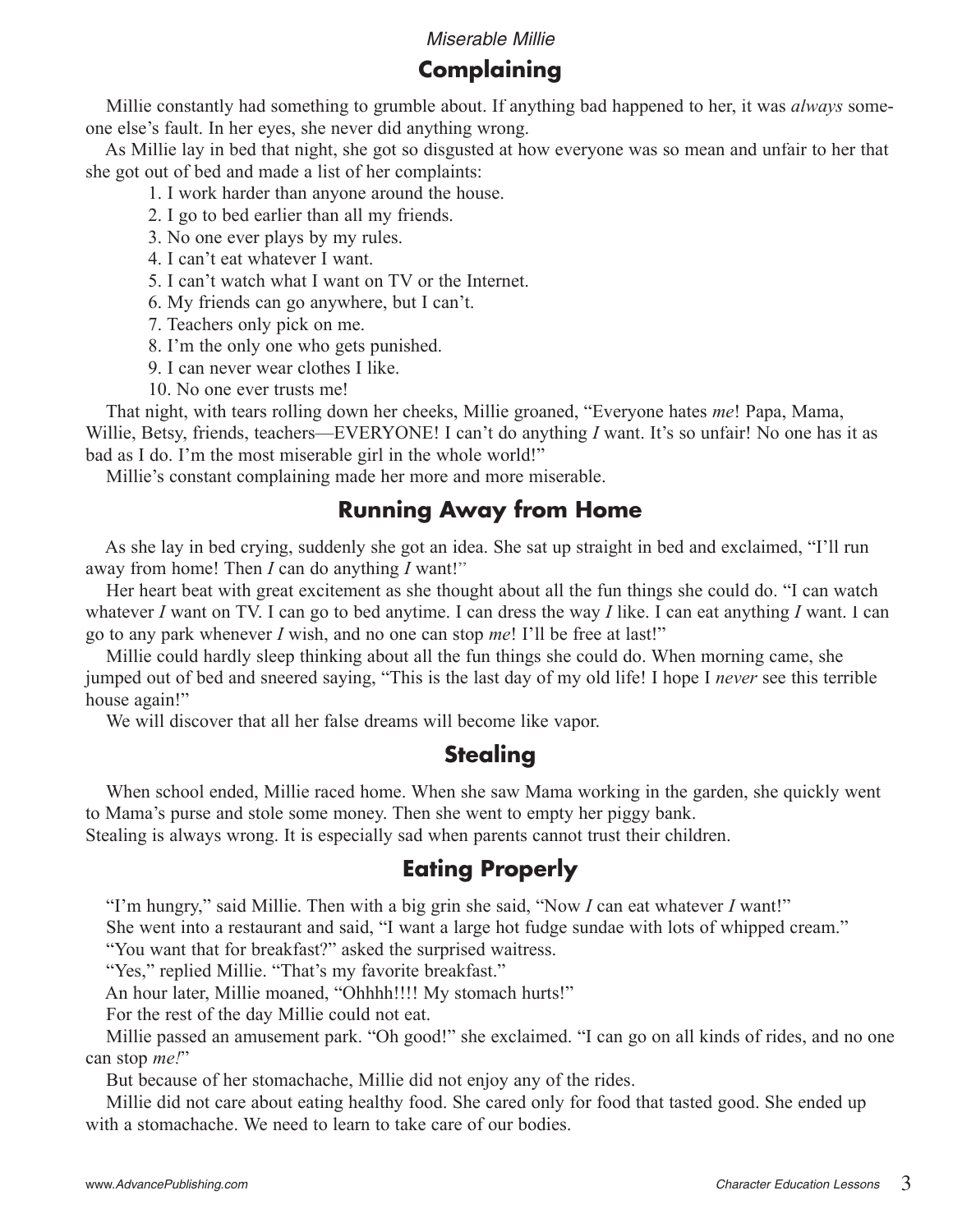## Complaining

Millie constantly had something to grumble about. If anything bad happened to her, it was *always* someone else's fault. In her eyes, she never did anything wrong.

As Millie lay in bed that night, she got so disgusted at how everyone was so mean and unfair to her that she got out of bed and made a list of her complaints:

1. I work harder than anyone around the house.
2. I go to bed earlier than all my friends.
3. No one ever plays by my rules.
4. I can't eat whatever I want.
5. I can't watch what I want on TV or the Internet.
6. My friends can go anywhere, but I can't.
7. Teachers only pick on me.
8. I'm the only one who gets punished.
9. I can never wear clothes I like.
10. No one ever trusts me!

That night, with tears rolling down her cheeks, Millie groaned, "Everyone hates *me*! Papa, Mama, Willie, Betsy, friends, teachers—EVERYONE! I can't do anything *I* want. It's so unfair! No one has it as bad as I do. I'm the most miserable girl in the whole world!"

Millie's constant complaining made her more and more miserable.

## Running Away from Home

As she lay in bed crying, suddenly she got an idea. She sat up straight in bed and exclaimed, "I'll run away from home! Then *I* can do anything *I* want!"

Her heart beat with great excitement as she thought about all the fun things she could do. "I can watch whatever *I* want on TV. I can go to bed anytime. I can dress the way *I* like. I can eat anything *I* want. I can go to any park whenever *I* wish, and no one can stop *me*! I'll be free at last!"

Millie could hardly sleep thinking about all the fun things she could do. When morning came, she jumped out of bed and sneered saying, "This is the last day of my old life! I hope I *never* see this terrible house again!"

We will discover that all her false dreams will become like vapor.

## Stealing

When school ended, Millie raced home. When she saw Mama working in the garden, she quickly went to Mama's purse and stole some money. Then she went to empty her piggy bank.

Stealing is always wrong. It is especially sad when parents cannot trust their children.

## Eating Properly

"I'm hungry," said Millie. Then with a big grin she said, "Now *I* can eat whatever *I* want!"

She went into a restaurant and said, "I want a large hot fudge sundae with lots of whipped cream."

"You want that for breakfast?" asked the surprised waitress.

"Yes," replied Millie. "That's my favorite breakfast."

An hour later, Millie moaned, "Ohhhh!!!! My stomach hurts!"

For the rest of the day Millie could not eat.

Millie passed an amusement park. "Oh good!" she exclaimed. "I can go on all kinds of rides, and no one can stop *me!*"

But because of her stomachache, Millie did not enjoy any of the rides.

Millie did not care about eating healthy food. She cared only for food that tasted good. She ended up with a stomachache. We need to learn to take care of our bodies.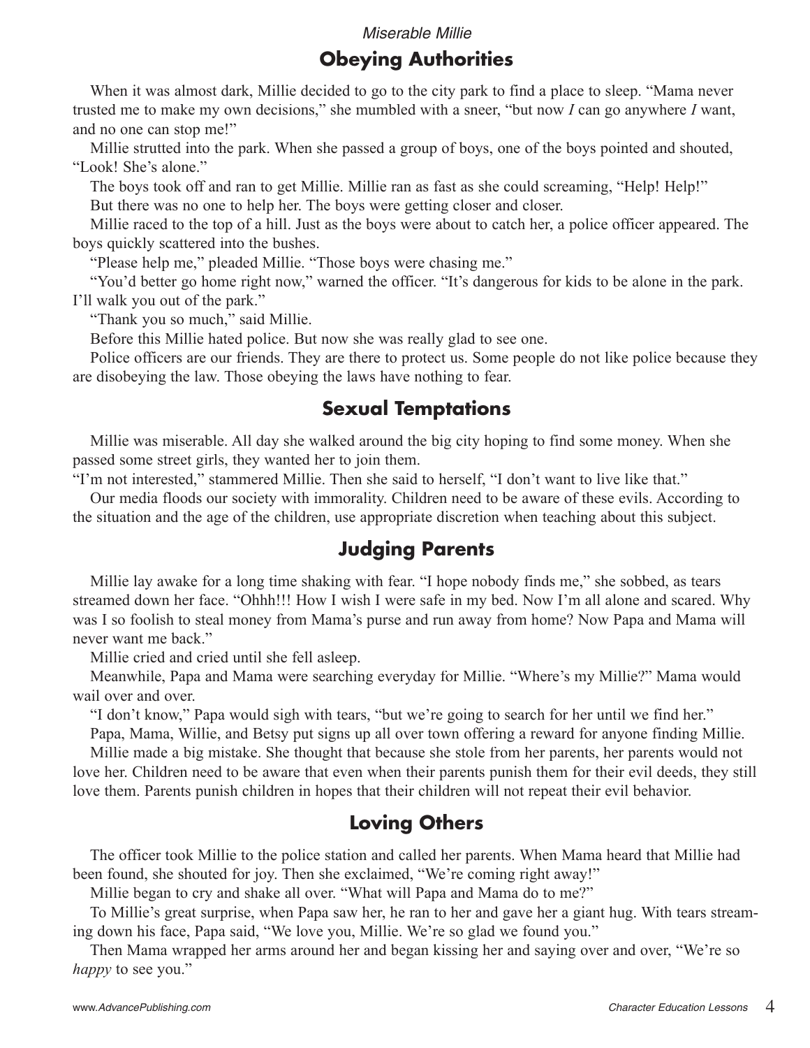## Obeying Authorities

When it was almost dark, Millie decided to go to the city park to find a place to sleep. "Mama never trusted me to make my own decisions," she mumbled with a sneer, "but now *I* can go anywhere *I* want, and no one can stop me!"

Millie strutted into the park. When she passed a group of boys, one of the boys pointed and shouted, "Look! She's alone."

The boys took off and ran to get Millie. Millie ran as fast as she could screaming, "Help! Help!"

But there was no one to help her. The boys were getting closer and closer.

Millie raced to the top of a hill. Just as the boys were about to catch her, a police officer appeared. The boys quickly scattered into the bushes.

"Please help me," pleaded Millie. "Those boys were chasing me."

"You'd better go home right now," warned the officer. "It's dangerous for kids to be alone in the park. I'll walk you out of the park."

"Thank you so much," said Millie.

Before this Millie hated police. But now she was really glad to see one.

Police officers are our friends. They are there to protect us. Some people do not like police because they are disobeying the law. Those obeying the laws have nothing to fear.

## Sexual Temptations

Millie was miserable. All day she walked around the big city hoping to find some money. When she passed some street girls, they wanted her to join them.

"I'm not interested," stammered Millie. Then she said to herself, "I don't want to live like that."

Our media floods our society with immorality. Children need to be aware of these evils. According to the situation and the age of the children, use appropriate discretion when teaching about this subject.

## Judging Parents

Millie lay awake for a long time shaking with fear. "I hope nobody finds me," she sobbed, as tears streamed down her face. "Ohhh!!! How I wish I were safe in my bed. Now I'm all alone and scared. Why was I so foolish to steal money from Mama's purse and run away from home? Now Papa and Mama will never want me back."

Millie cried and cried until she fell asleep.

Meanwhile, Papa and Mama were searching everyday for Millie. "Where's my Millie?" Mama would wail over and over.

"I don't know," Papa would sigh with tears, "but we're going to search for her until we find her."

Papa, Mama, Willie, and Betsy put signs up all over town offering a reward for anyone finding Millie.

Millie made a big mistake. She thought that because she stole from her parents, her parents would not love her. Children need to be aware that even when their parents punish them for their evil deeds, they still love them. Parents punish children in hopes that their children will not repeat their evil behavior.

## Loving Others

The officer took Millie to the police station and called her parents. When Mama heard that Millie had been found, she shouted for joy. Then she exclaimed, "We're coming right away!"

Millie began to cry and shake all over. "What will Papa and Mama do to me?"

To Millie's great surprise, when Papa saw her, he ran to her and gave her a giant hug. With tears streaming down his face, Papa said, "We love you, Millie. We're so glad we found you."

Then Mama wrapped her arms around her and began kissing her and saying over and over, "We're so *happy* to see you."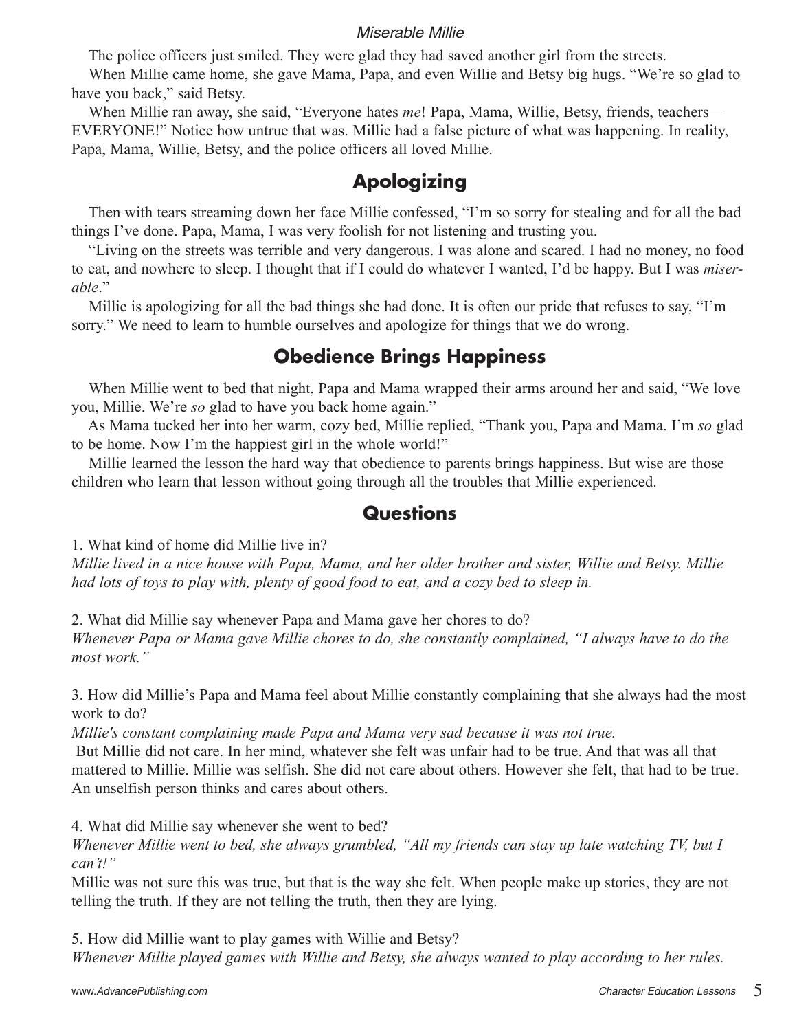The police officers just smiled. They were glad they had saved another girl from the streets.

When Millie came home, she gave Mama, Papa, and even Willie and Betsy big hugs. "We're so glad to have you back," said Betsy.

When Millie ran away, she said, "Everyone hates *me*! Papa, Mama, Willie, Betsy, friends, teachers—EVERYONE!" Notice how untrue that was. Millie had a false picture of what was happening. In reality, Papa, Mama, Willie, Betsy, and the police officers all loved Millie.

## Apologizing

Then with tears streaming down her face Millie confessed, "I'm so sorry for stealing and for all the bad things I've done. Papa, Mama, I was very foolish for not listening and trusting you.

"Living on the streets was terrible and very dangerous. I was alone and scared. I had no money, no food to eat, and nowhere to sleep. I thought that if I could do whatever I wanted, I'd be happy. But I was *miserable*."

Millie is apologizing for all the bad things she had done. It is often our pride that refuses to say, "I'm sorry." We need to learn to humble ourselves and apologize for things that we do wrong.

## Obedience Brings Happiness

When Millie went to bed that night, Papa and Mama wrapped their arms around her and said, "We love you, Millie. We're *so* glad to have you back home again."

As Mama tucked her into her warm, cozy bed, Millie replied, "Thank you, Papa and Mama. I'm *so* glad to be home. Now I'm the happiest girl in the whole world!"

Millie learned the lesson the hard way that obedience to parents brings happiness. But wise are those children who learn that lesson without going through all the troubles that Millie experienced.

## Questions

1. What kind of home did Millie live in?
*Millie lived in a nice house with Papa, Mama, and her older brother and sister, Willie and Betsy. Millie had lots of toys to play with, plenty of good food to eat, and a cozy bed to sleep in.*

2. What did Millie say whenever Papa and Mama gave her chores to do?
*Whenever Papa or Mama gave Millie chores to do, she constantly complained, "I always have to do the most work."*

3. How did Millie's Papa and Mama feel about Millie constantly complaining that she always had the most work to do?
*Millie's constant complaining made Papa and Mama very sad because it was not true.*
But Millie did not care. In her mind, whatever she felt was unfair had to be true. And that was all that mattered to Millie. Millie was selfish. She did not care about others. However she felt, that had to be true. An unselfish person thinks and cares about others.

4. What did Millie say whenever she went to bed?
*Whenever Millie went to bed, she always grumbled, "All my friends can stay up late watching TV, but I can't!"*
Millie was not sure this was true, but that is the way she felt. When people make up stories, they are not telling the truth. If they are not telling the truth, then they are lying.

5. How did Millie want to play games with Willie and Betsy?
*Whenever Millie played games with Willie and Betsy, she always wanted to play according to her rules.*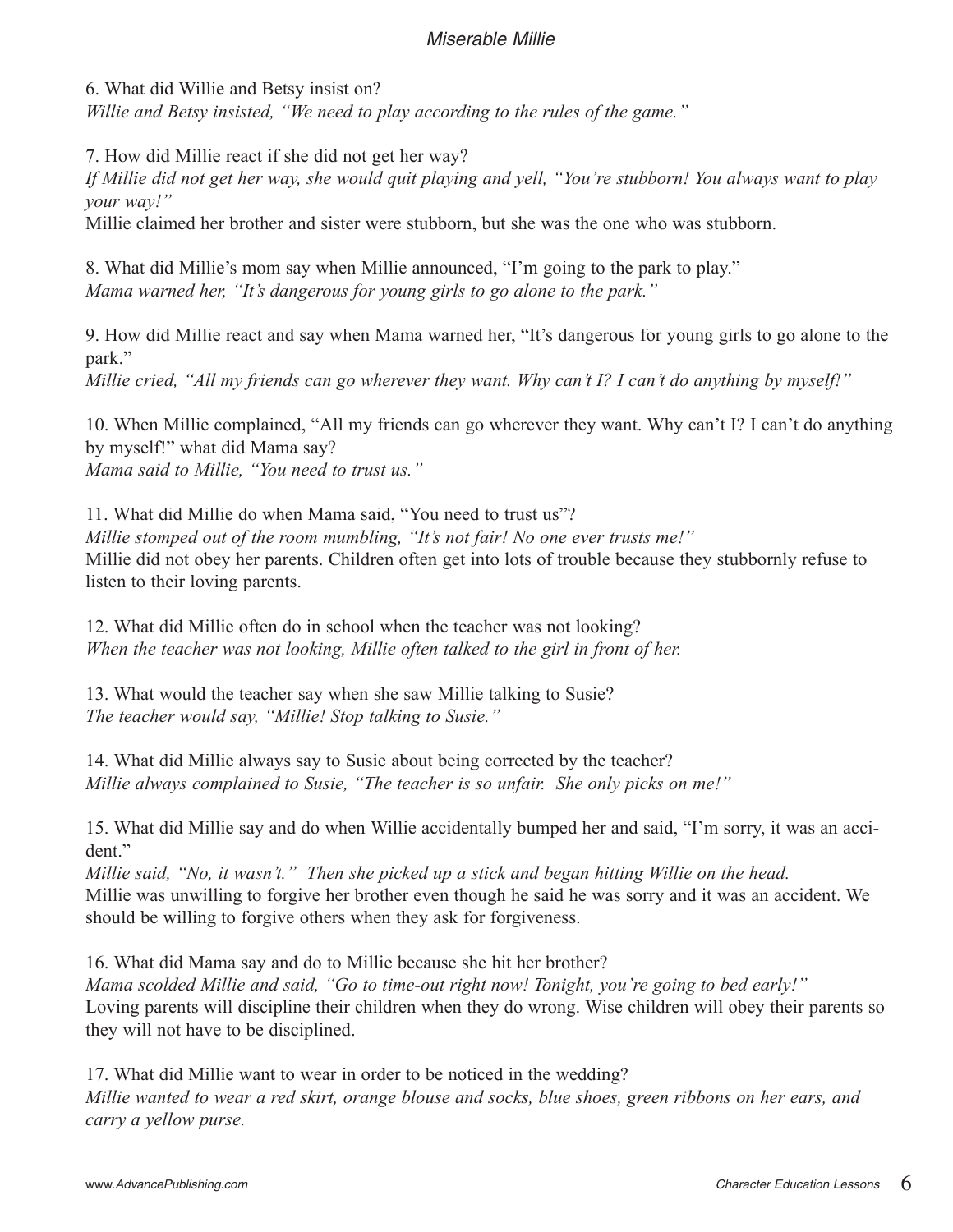6. What did Willie and Betsy insist on?
*Willie and Betsy insisted, "We need to play according to the rules of the game."*

7. How did Millie react if she did not get her way?
*If Millie did not get her way, she would quit playing and yell, "You're stubborn! You always want to play your way!"*
Millie claimed her brother and sister were stubborn, but she was the one who was stubborn.

8. What did Millie's mom say when Millie announced, "I'm going to the park to play."
*Mama warned her, "It's dangerous for young girls to go alone to the park."*

9. How did Millie react and say when Mama warned her, "It's dangerous for young girls to go alone to the park."
*Millie cried, "All my friends can go wherever they want. Why can't I? I can't do anything by myself!"*

10. When Millie complained, "All my friends can go wherever they want. Why can't I? I can't do anything by myself!" what did Mama say?
*Mama said to Millie, "You need to trust us."*

11. What did Millie do when Mama said, "You need to trust us"?
*Millie stomped out of the room mumbling, "It's not fair! No one ever trusts me!"*
Millie did not obey her parents. Children often get into lots of trouble because they stubbornly refuse to listen to their loving parents.

12. What did Millie often do in school when the teacher was not looking?
*When the teacher was not looking, Millie often talked to the girl in front of her.*

13. What would the teacher say when she saw Millie talking to Susie?
*The teacher would say, "Millie! Stop talking to Susie."*

14. What did Millie always say to Susie about being corrected by the teacher?
*Millie always complained to Susie, "The teacher is so unfair. She only picks on me!"*

15. What did Millie say and do when Willie accidentally bumped her and said, "I'm sorry, it was an accident."
*Millie said, "No, it wasn't." Then she picked up a stick and began hitting Willie on the head.*
Millie was unwilling to forgive her brother even though he said he was sorry and it was an accident. We should be willing to forgive others when they ask for forgiveness.

16. What did Mama say and do to Millie because she hit her brother?
*Mama scolded Millie and said, "Go to time-out right now! Tonight, you're going to bed early!"*
Loving parents will discipline their children when they do wrong. Wise children will obey their parents so they will not have to be disciplined.

17. What did Millie want to wear in order to be noticed in the wedding?
*Millie wanted to wear a red skirt, orange blouse and socks, blue shoes, green ribbons on her ears, and carry a yellow purse.*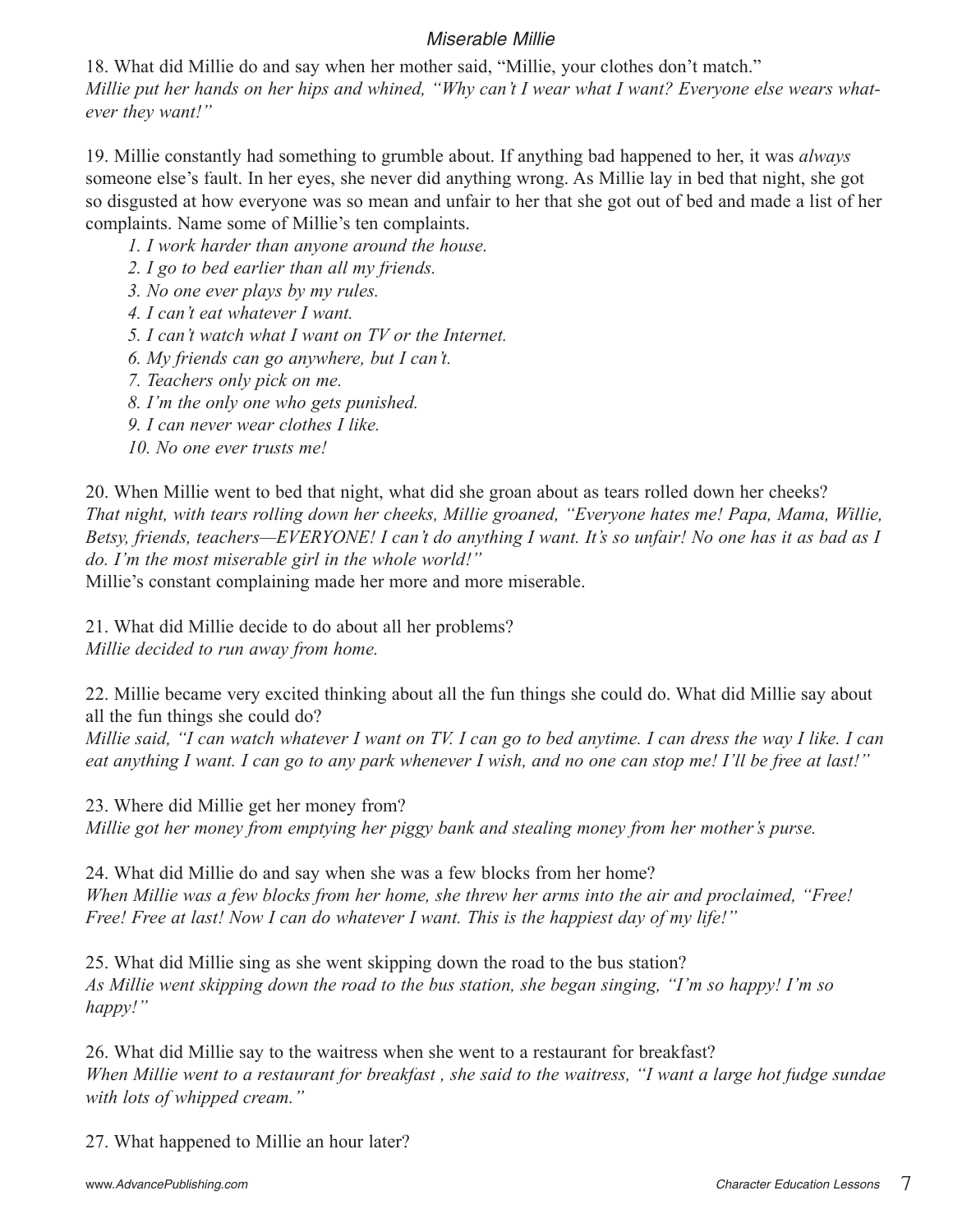18. What did Millie do and say when her mother said, "Millie, your clothes don't match."
*Millie put her hands on her hips and whined, "Why can't I wear what I want? Everyone else wears whatever they want!"*

19. Millie constantly had something to grumble about. If anything bad happened to her, it was *always* someone else's fault. In her eyes, she never did anything wrong. As Millie lay in bed that night, she got so disgusted at how everyone was so mean and unfair to her that she got out of bed and made a list of her complaints. Name some of Millie's ten complaints.

*1. I work harder than anyone around the house.*
*2. I go to bed earlier than all my friends.*
*3. No one ever plays by my rules.*
*4. I can't eat whatever I want.*
*5. I can't watch what I want on TV or the Internet.*
*6. My friends can go anywhere, but I can't.*
*7. Teachers only pick on me.*
*8. I'm the only one who gets punished.*
*9. I can never wear clothes I like.*
*10. No one ever trusts me!*

20. When Millie went to bed that night, what did she groan about as tears rolled down her cheeks?
*That night, with tears rolling down her cheeks, Millie groaned, "Everyone hates me! Papa, Mama, Willie, Betsy, friends, teachers—EVERYONE! I can't do anything I want. It's so unfair! No one has it as bad as I do. I'm the most miserable girl in the whole world!"*
Millie's constant complaining made her more and more miserable.

21. What did Millie decide to do about all her problems?
*Millie decided to run away from home.*

22. Millie became very excited thinking about all the fun things she could do. What did Millie say about all the fun things she could do?
*Millie said, "I can watch whatever I want on TV. I can go to bed anytime. I can dress the way I like. I can eat anything I want. I can go to any park whenever I wish, and no one can stop me! I'll be free at last!"*

23. Where did Millie get her money from?
*Millie got her money from emptying her piggy bank and stealing money from her mother's purse.*

24. What did Millie do and say when she was a few blocks from her home?
*When Millie was a few blocks from her home, she threw her arms into the air and proclaimed, "Free! Free! Free at last! Now I can do whatever I want. This is the happiest day of my life!"*

25. What did Millie sing as she went skipping down the road to the bus station?
*As Millie went skipping down the road to the bus station, she began singing, "I'm so happy! I'm so happy!"*

26. What did Millie say to the waitress when she went to a restaurant for breakfast?
*When Millie went to a restaurant for breakfast , she said to the waitress, "I want a large hot fudge sundae with lots of whipped cream."*

27. What happened to Millie an hour later?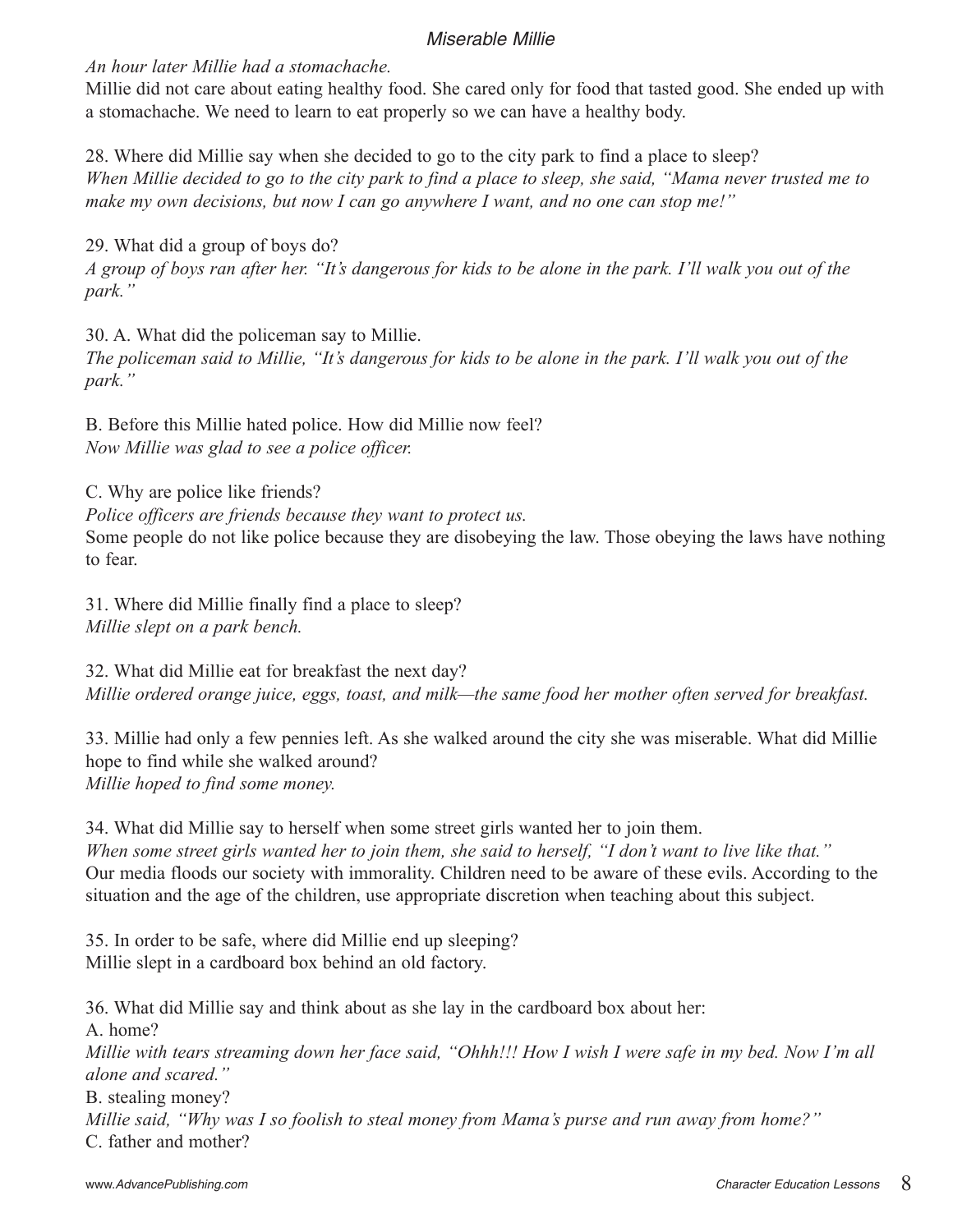*An hour later Millie had a stomachache.*

Millie did not care about eating healthy food. She cared only for food that tasted good. She ended up with a stomachache. We need to learn to eat properly so we can have a healthy body.

28. Where did Millie say when she decided to go to the city park to find a place to sleep?

*When Millie decided to go to the city park to find a place to sleep, she said, "Mama never trusted me to make my own decisions, but now I can go anywhere I want, and no one can stop me!"*

29. What did a group of boys do?

*A group of boys ran after her. "It's dangerous for kids to be alone in the park. I'll walk you out of the park."*

30. A. What did the policeman say to Millie.

*The policeman said to Millie, "It's dangerous for kids to be alone in the park. I'll walk you out of the park."*

B. Before this Millie hated police. How did Millie now feel?

*Now Millie was glad to see a police officer.*

C. Why are police like friends?

*Police officers are friends because they want to protect us.*

Some people do not like police because they are disobeying the law. Those obeying the laws have nothing to fear.

31. Where did Millie finally find a place to sleep?

*Millie slept on a park bench.*

32. What did Millie eat for breakfast the next day?

*Millie ordered orange juice, eggs, toast, and milk—the same food her mother often served for breakfast.*

33. Millie had only a few pennies left. As she walked around the city she was miserable. What did Millie hope to find while she walked around?

*Millie hoped to find some money.*

34. What did Millie say to herself when some street girls wanted her to join them.

*When some street girls wanted her to join them, she said to herself, "I don't want to live like that."*

Our media floods our society with immorality. Children need to be aware of these evils. According to the situation and the age of the children, use appropriate discretion when teaching about this subject.

35. In order to be safe, where did Millie end up sleeping?

Millie slept in a cardboard box behind an old factory.

36. What did Millie say and think about as she lay in the cardboard box about her:

A. home?

*Millie with tears streaming down her face said, "Ohhh!!! How I wish I were safe in my bed. Now I'm all alone and scared."*

B. stealing money?

*Millie said, "Why was I so foolish to steal money from Mama's purse and run away from home?"*

C. father and mother?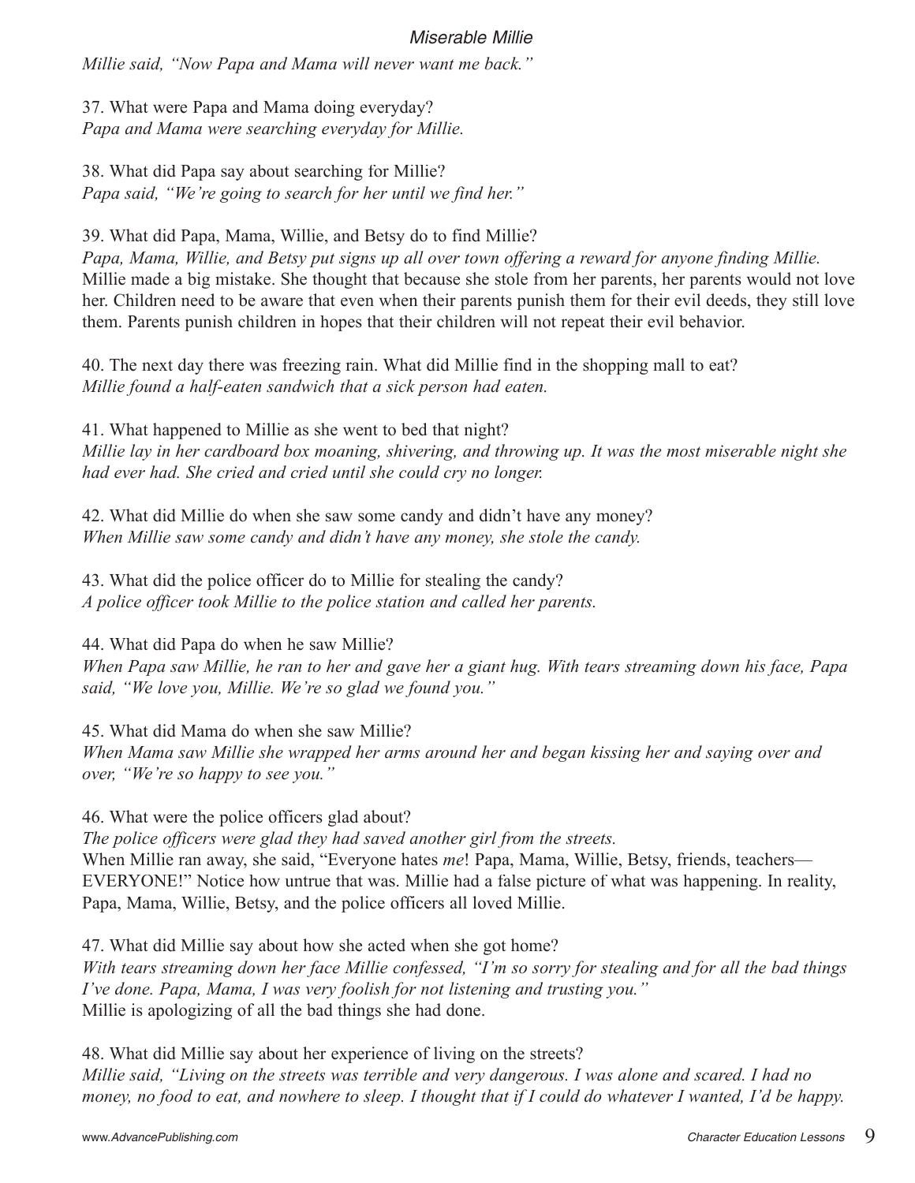*Millie said, "Now Papa and Mama will never want me back."*

37. What were Papa and Mama doing everyday?
*Papa and Mama were searching everyday for Millie.*

38. What did Papa say about searching for Millie?
*Papa said, "We're going to search for her until we find her."*

39. What did Papa, Mama, Willie, and Betsy do to find Millie?
*Papa, Mama, Willie, and Betsy put signs up all over town offering a reward for anyone finding Millie.*
Millie made a big mistake. She thought that because she stole from her parents, her parents would not love her. Children need to be aware that even when their parents punish them for their evil deeds, they still love them. Parents punish children in hopes that their children will not repeat their evil behavior.

40. The next day there was freezing rain. What did Millie find in the shopping mall to eat?
*Millie found a half-eaten sandwich that a sick person had eaten.*

41. What happened to Millie as she went to bed that night?
*Millie lay in her cardboard box moaning, shivering, and throwing up. It was the most miserable night she had ever had. She cried and cried until she could cry no longer.*

42. What did Millie do when she saw some candy and didn't have any money?
*When Millie saw some candy and didn't have any money, she stole the candy.*

43. What did the police officer do to Millie for stealing the candy?
*A police officer took Millie to the police station and called her parents.*

44. What did Papa do when he saw Millie?
*When Papa saw Millie, he ran to her and gave her a giant hug. With tears streaming down his face, Papa said, "We love you, Millie. We're so glad we found you."*

45. What did Mama do when she saw Millie?
*When Mama saw Millie she wrapped her arms around her and began kissing her and saying over and over, "We're so happy to see you."*

46. What were the police officers glad about?
*The police officers were glad they had saved another girl from the streets.*
When Millie ran away, she said, "Everyone hates *me*! Papa, Mama, Willie, Betsy, friends, teachers—EVERYONE!" Notice how untrue that was. Millie had a false picture of what was happening. In reality, Papa, Mama, Willie, Betsy, and the police officers all loved Millie.

47. What did Millie say about how she acted when she got home?
*With tears streaming down her face Millie confessed, "I'm so sorry for stealing and for all the bad things I've done. Papa, Mama, I was very foolish for not listening and trusting you."*
Millie is apologizing of all the bad things she had done.

48. What did Millie say about her experience of living on the streets?
*Millie said, "Living on the streets was terrible and very dangerous. I was alone and scared. I had no money, no food to eat, and nowhere to sleep. I thought that if I could do whatever I wanted, I'd be happy.*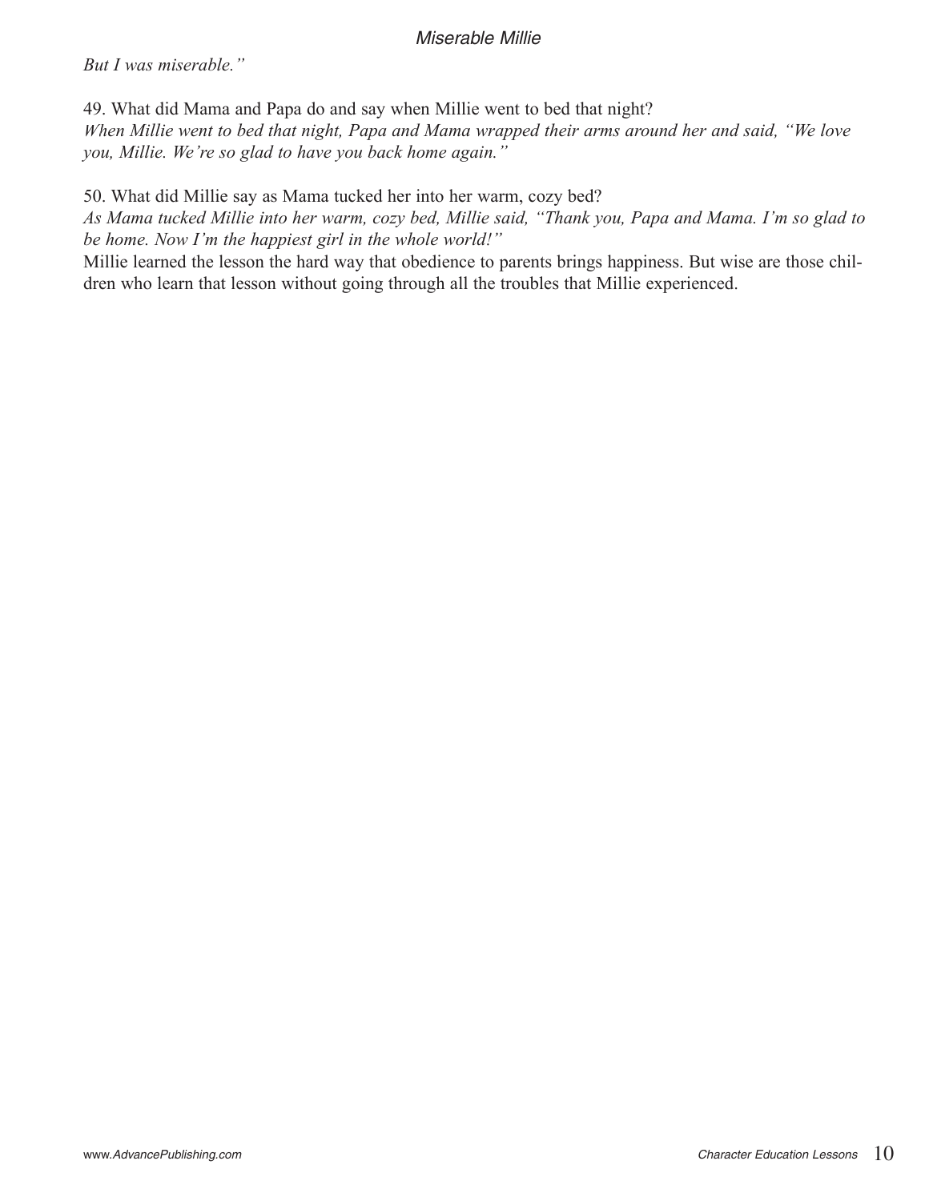*But I was miserable."*

49. What did Mama and Papa do and say when Millie went to bed that night?
*When Millie went to bed that night, Papa and Mama wrapped their arms around her and said, "We love you, Millie. We're so glad to have you back home again."*

50. What did Millie say as Mama tucked her into her warm, cozy bed?
*As Mama tucked Millie into her warm, cozy bed, Millie said, "Thank you, Papa and Mama. I'm so glad to be home. Now I'm the happiest girl in the whole world!"*
Millie learned the lesson the hard way that obedience to parents brings happiness. But wise are those children who learn that lesson without going through all the troubles that Millie experienced.